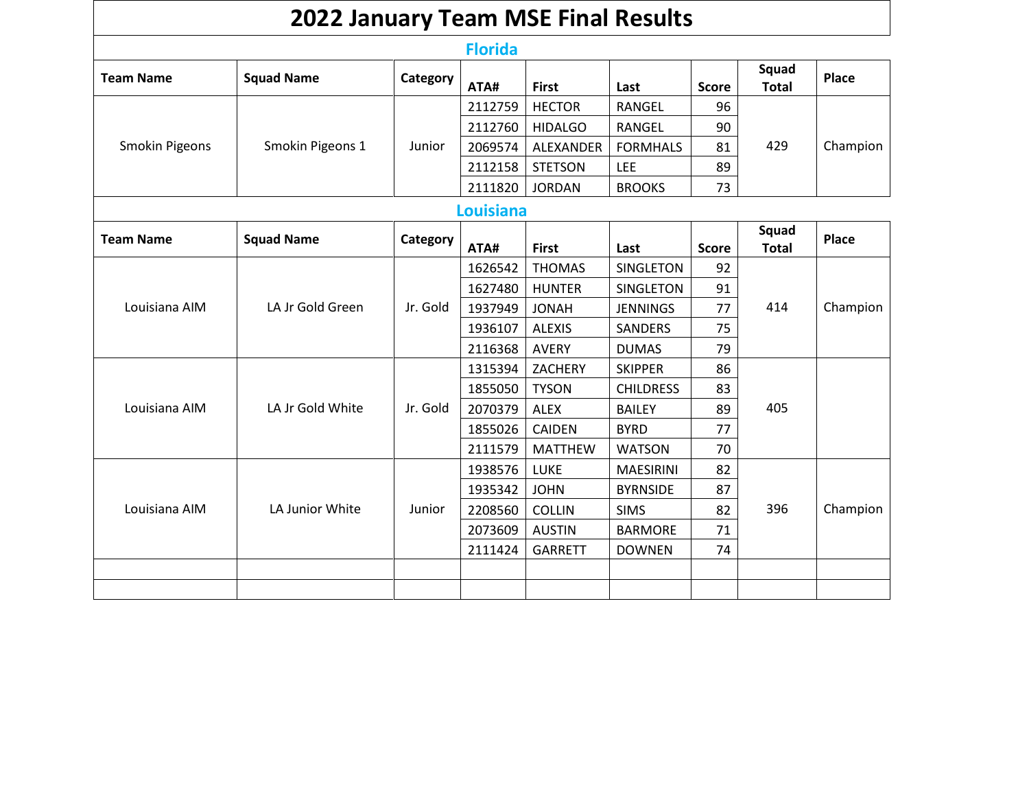# 2022 January Team MSE Final Results

## Florida

| Team Name | Squad Name | Category | ATA# | First | Last | Score | Squad Total | Place |
|---|---|---|---|---|---|---|---|---|
| Smokin Pigeons | Smokin Pigeons 1 | Junior | 2112759 | HECTOR | RANGEL | 96 | 429 | Champion |
| | | | 2112760 | HIDALGO | RANGEL | 90 | | |
| | | | 2069574 | ALEXANDER | FORMHALS | 81 | | |
| | | | 2112158 | STETSON | LEE | 89 | | |
| | | | 2111820 | JORDAN | BROOKS | 73 | | |

## Louisiana

| Team Name | Squad Name | Category | ATA# | First | Last | Score | Squad Total | Place |
|---|---|---|---|---|---|---|---|---|
| Louisiana AIM | LA Jr Gold Green | Jr. Gold | 1626542 | THOMAS | SINGLETON | 92 | 414 | Champion |
| | | | 1627480 | HUNTER | SINGLETON | 91 | | |
| | | | 1937949 | JONAH | JENNINGS | 77 | | |
| | | | 1936107 | ALEXIS | SANDERS | 75 | | |
| | | | 2116368 | AVERY | DUMAS | 79 | | |
| Louisiana AIM | LA Jr Gold White | Jr. Gold | 1315394 | ZACHERY | SKIPPER | 86 | 405 | |
| | | | 1855050 | TYSON | CHILDRESS | 83 | | |
| | | | 2070379 | ALEX | BAILEY | 89 | | |
| | | | 1855026 | CAIDEN | BYRD | 77 | | |
| | | | 2111579 | MATTHEW | WATSON | 70 | | |
| Louisiana AIM | LA Junior White | Junior | 1938576 | LUKE | MAESIRINI | 82 | 396 | Champion |
| | | | 1935342 | JOHN | BYRNSIDE | 87 | | |
| | | | 2208560 | COLLIN | SIMS | 82 | | |
| | | | 2073609 | AUSTIN | BARMORE | 71 | | |
| | | | 2111424 | GARRETT | DOWNEN | 74 | | |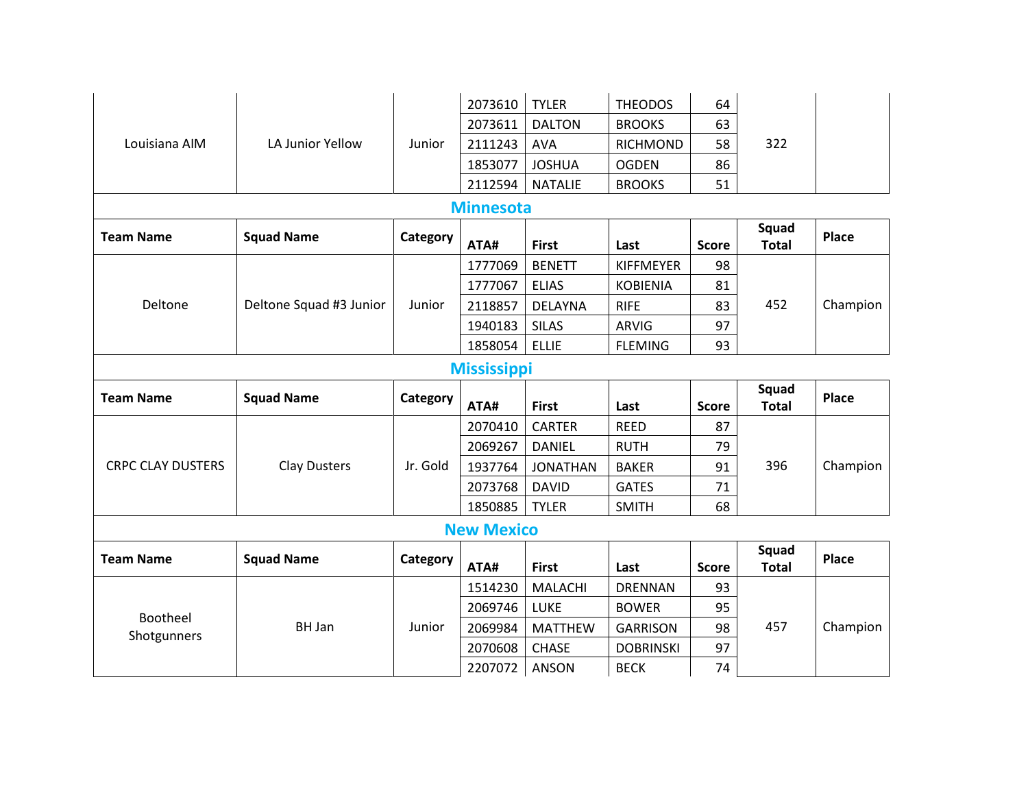| | | | | | | | | |
|---|---|---|---|---|---|---|---|---|
| Louisiana AIM | LA Junior Yellow | Junior | 2073610 | TYLER | THEODOS | 64 | 322 | |
| | | | 2073611 | DALTON | BROOKS | 63 | | |
| | | | 2111243 | AVA | RICHMOND | 58 | | |
| | | | 1853077 | JOSHUA | OGDEN | 86 | | |
| | | | 2112594 | NATALIE | BROOKS | 51 | | |

## Minnesota

| Team Name | Squad Name | Category | ATA# | First | Last | Score | Squad Total | Place |
|---|---|---|---|---|---|---|---|---|
| Deltone | Deltone Squad #3 Junior | Junior | 1777069 | BENETT | KIFFMEYER | 98 | 452 | Champion |
| | | | 1777067 | ELIAS | KOBIENIA | 81 | | |
| | | | 2118857 | DELAYNA | RIFE | 83 | | |
| | | | 1940183 | SILAS | ARVIG | 97 | | |
| | | | 1858054 | ELLIE | FLEMING | 93 | | |

## Mississippi

| Team Name | Squad Name | Category | ATA# | First | Last | Score | Squad Total | Place |
|---|---|---|---|---|---|---|---|---|
| CRPC CLAY DUSTERS | Clay Dusters | Jr. Gold | 2070410 | CARTER | REED | 87 | 396 | Champion |
| | | | 2069267 | DANIEL | RUTH | 79 | | |
| | | | 1937764 | JONATHAN | BAKER | 91 | | |
| | | | 2073768 | DAVID | GATES | 71 | | |
| | | | 1850885 | TYLER | SMITH | 68 | | |

## New Mexico

| Team Name | Squad Name | Category | ATA# | First | Last | Score | Squad Total | Place |
|---|---|---|---|---|---|---|---|---|
| Bootheel Shotgunners | BH Jan | Junior | 1514230 | MALACHI | DRENNAN | 93 | 457 | Champion |
| | | | 2069746 | LUKE | BOWER | 95 | | |
| | | | 2069984 | MATTHEW | GARRISON | 98 | | |
| | | | 2070608 | CHASE | DOBRINSKI | 97 | | |
| | | | 2207072 | ANSON | BECK | 74 | | |